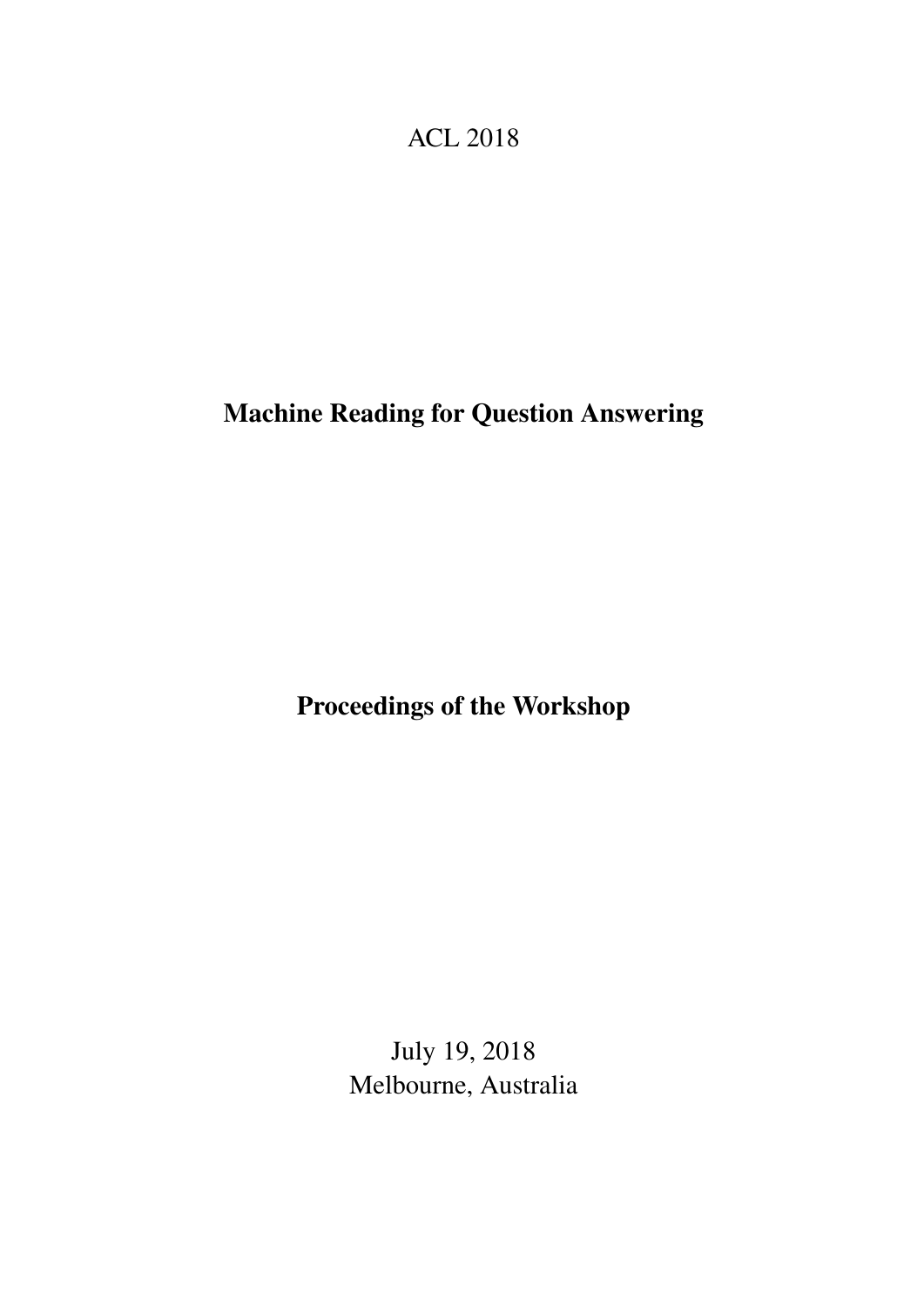ACL 2018

# Machine Reading for Question Answering

## Proceedings of the Workshop

July 19, 2018
Melbourne, Australia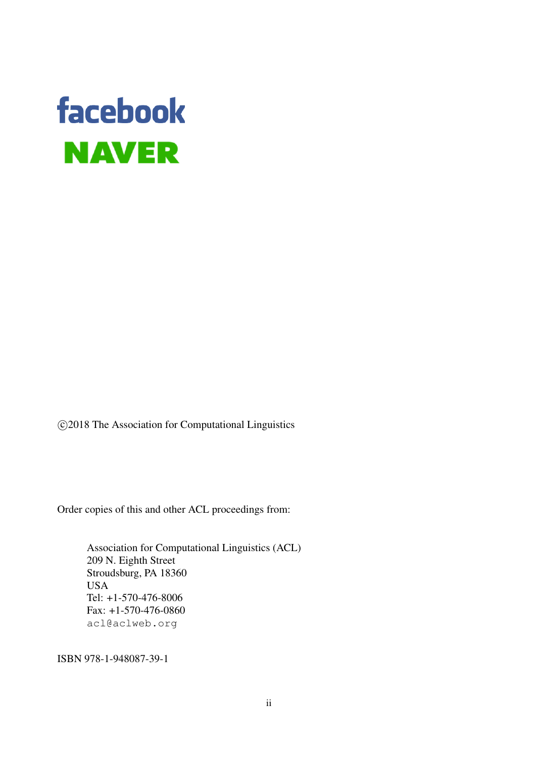facebook

NAVER

©2018 The Association for Computational Linguistics

Order copies of this and other ACL proceedings from:

Association for Computational Linguistics (ACL)
209 N. Eighth Street
Stroudsburg, PA 18360
USA
Tel: +1-570-476-8006
Fax: +1-570-476-0860
acl@aclweb.org

ISBN 978-1-948087-39-1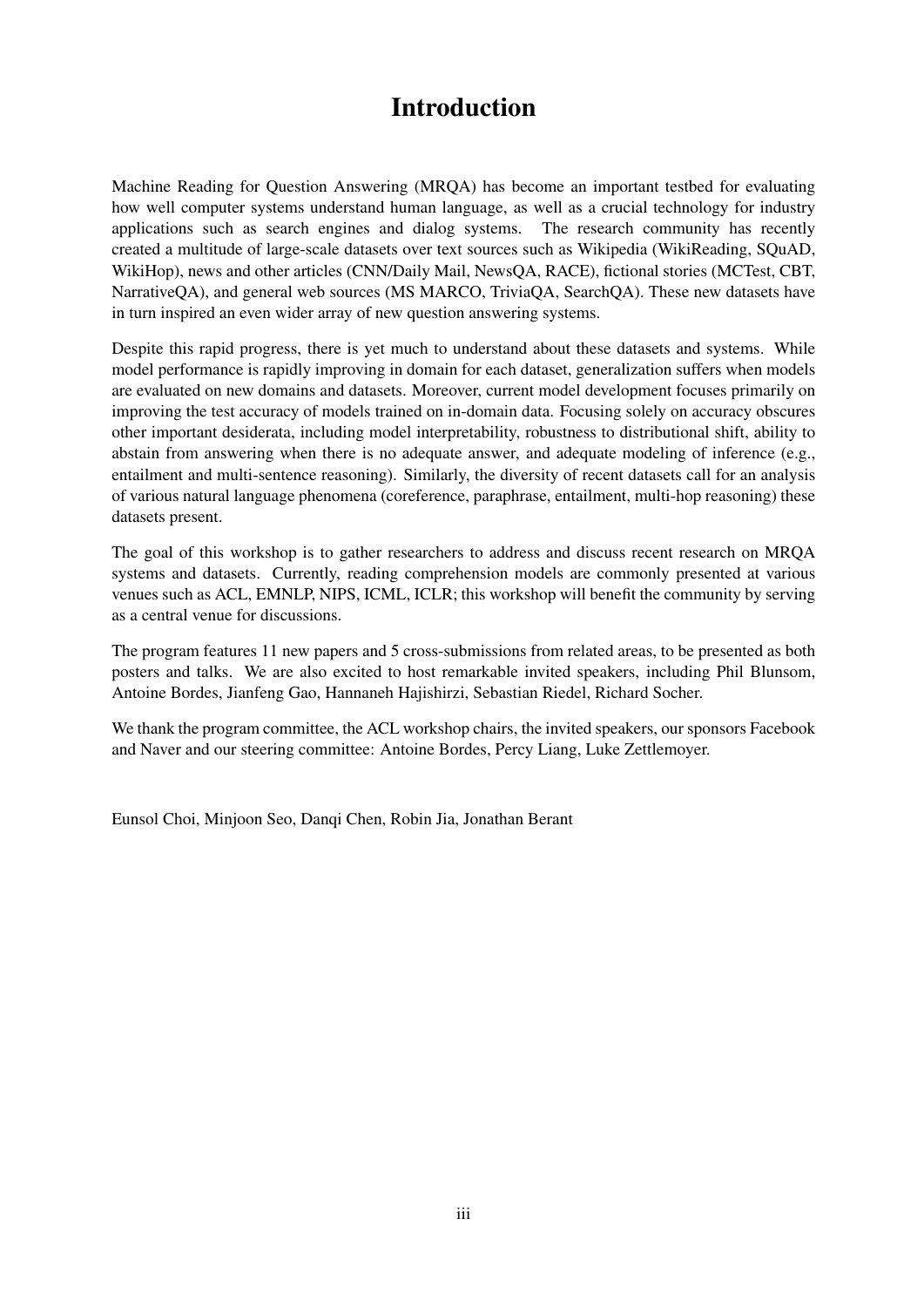# Introduction

Machine Reading for Question Answering (MRQA) has become an important testbed for evaluating how well computer systems understand human language, as well as a crucial technology for industry applications such as search engines and dialog systems. The research community has recently created a multitude of large-scale datasets over text sources such as Wikipedia (WikiReading, SQuAD, WikiHop), news and other articles (CNN/Daily Mail, NewsQA, RACE), fictional stories (MCTest, CBT, NarrativeQA), and general web sources (MS MARCO, TriviaQA, SearchQA). These new datasets have in turn inspired an even wider array of new question answering systems.

Despite this rapid progress, there is yet much to understand about these datasets and systems. While model performance is rapidly improving in domain for each dataset, generalization suffers when models are evaluated on new domains and datasets. Moreover, current model development focuses primarily on improving the test accuracy of models trained on in-domain data. Focusing solely on accuracy obscures other important desiderata, including model interpretability, robustness to distributional shift, ability to abstain from answering when there is no adequate answer, and adequate modeling of inference (e.g., entailment and multi-sentence reasoning). Similarly, the diversity of recent datasets call for an analysis of various natural language phenomena (coreference, paraphrase, entailment, multi-hop reasoning) these datasets present.

The goal of this workshop is to gather researchers to address and discuss recent research on MRQA systems and datasets. Currently, reading comprehension models are commonly presented at various venues such as ACL, EMNLP, NIPS, ICML, ICLR; this workshop will benefit the community by serving as a central venue for discussions.

The program features 11 new papers and 5 cross-submissions from related areas, to be presented as both posters and talks. We are also excited to host remarkable invited speakers, including Phil Blunsom, Antoine Bordes, Jianfeng Gao, Hannaneh Hajishirzi, Sebastian Riedel, Richard Socher.

We thank the program committee, the ACL workshop chairs, the invited speakers, our sponsors Facebook and Naver and our steering committee: Antoine Bordes, Percy Liang, Luke Zettlemoyer.

Eunsol Choi, Minjoon Seo, Danqi Chen, Robin Jia, Jonathan Berant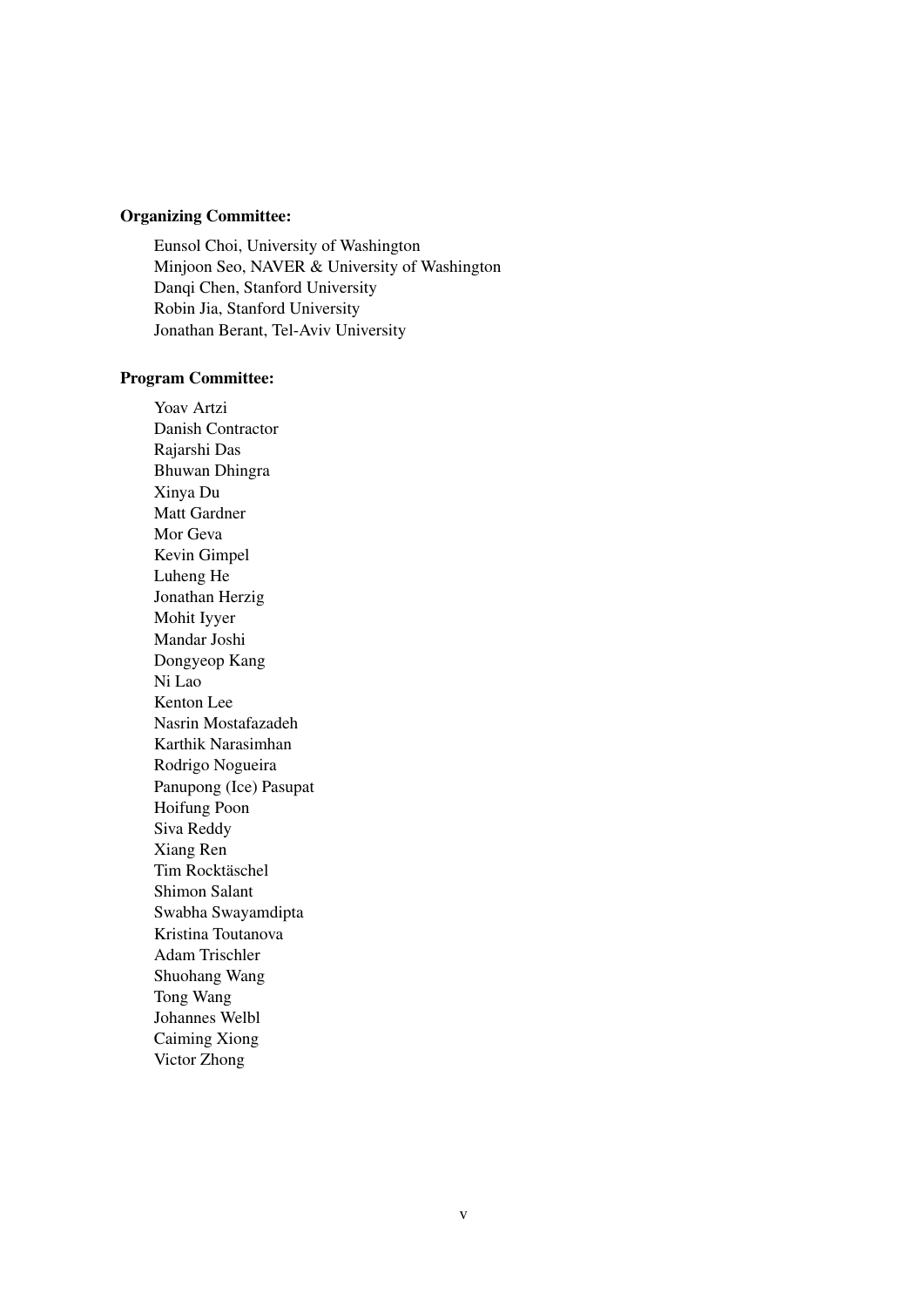**Organizing Committee:**

Eunsol Choi, University of Washington
Minjoon Seo, NAVER & University of Washington
Danqi Chen, Stanford University
Robin Jia, Stanford University
Jonathan Berant, Tel-Aviv University

**Program Committee:**

Yoav Artzi
Danish Contractor
Rajarshi Das
Bhuwan Dhingra
Xinya Du
Matt Gardner
Mor Geva
Kevin Gimpel
Luheng He
Jonathan Herzig
Mohit Iyyer
Mandar Joshi
Dongyeop Kang
Ni Lao
Kenton Lee
Nasrin Mostafazadeh
Karthik Narasimhan
Rodrigo Nogueira
Panupong (Ice) Pasupat
Hoifung Poon
Siva Reddy
Xiang Ren
Tim Rocktäschel
Shimon Salant
Swabha Swayamdipta
Kristina Toutanova
Adam Trischler
Shuohang Wang
Tong Wang
Johannes Welbl
Caiming Xiong
Victor Zhong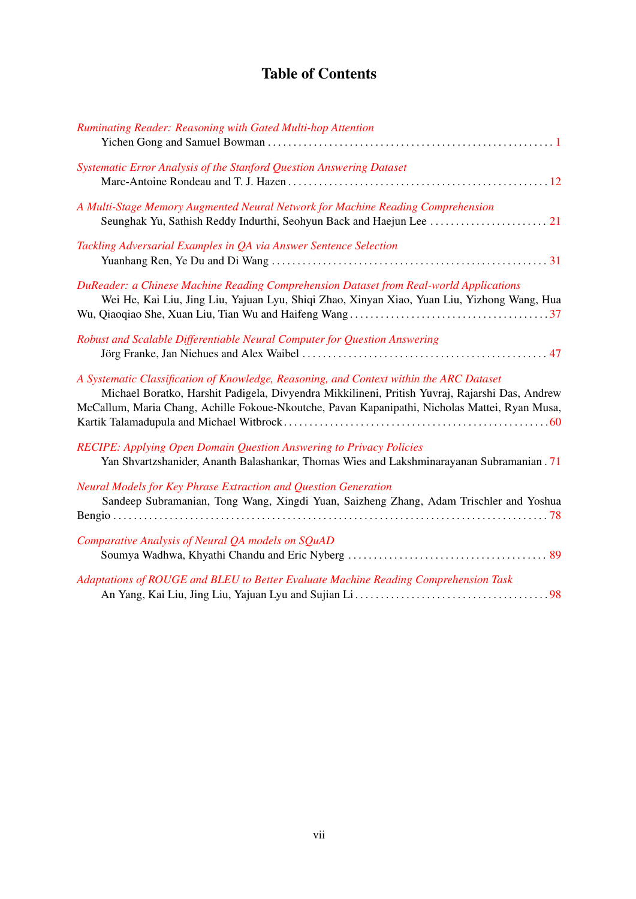# Table of Contents

*Ruminating Reader: Reasoning with Gated Multi-hop Attention*
Yichen Gong and Samuel Bowman . . . . . 1

*Systematic Error Analysis of the Stanford Question Answering Dataset*
Marc-Antoine Rondeau and T. J. Hazen . . . . . 12

*A Multi-Stage Memory Augmented Neural Network for Machine Reading Comprehension*
Seunghak Yu, Sathish Reddy Indurthi, Seohyun Back and Haejun Lee . . . . . 21

*Tackling Adversarial Examples in QA via Answer Sentence Selection*
Yuanhang Ren, Ye Du and Di Wang . . . . . 31

*DuReader: a Chinese Machine Reading Comprehension Dataset from Real-world Applications*
Wei He, Kai Liu, Jing Liu, Yajuan Lyu, Shiqi Zhao, Xinyan Xiao, Yuan Liu, Yizhong Wang, Hua Wu, Qiaoqiao She, Xuan Liu, Tian Wu and Haifeng Wang . . . . . 37

*Robust and Scalable Differentiable Neural Computer for Question Answering*
Jörg Franke, Jan Niehues and Alex Waibel . . . . . 47

*A Systematic Classification of Knowledge, Reasoning, and Context within the ARC Dataset*
Michael Boratko, Harshit Padigela, Divyendra Mikkilineni, Pritish Yuvraj, Rajarshi Das, Andrew McCallum, Maria Chang, Achille Fokoue-Nkoutche, Pavan Kapanipathi, Nicholas Mattei, Ryan Musa, Kartik Talamadupula and Michael Witbrock . . . . . 60

*RECIPE: Applying Open Domain Question Answering to Privacy Policies*
Yan Shvartzshanider, Ananth Balashankar, Thomas Wies and Lakshminarayanan Subramanian . 71

*Neural Models for Key Phrase Extraction and Question Generation*
Sandeep Subramanian, Tong Wang, Xingdi Yuan, Saizheng Zhang, Adam Trischler and Yoshua Bengio . . . . . 78

*Comparative Analysis of Neural QA models on SQuAD*
Soumya Wadhwa, Khyathi Chandu and Eric Nyberg . . . . . 89

*Adaptations of ROUGE and BLEU to Better Evaluate Machine Reading Comprehension Task*
An Yang, Kai Liu, Jing Liu, Yajuan Lyu and Sujian Li . . . . . 98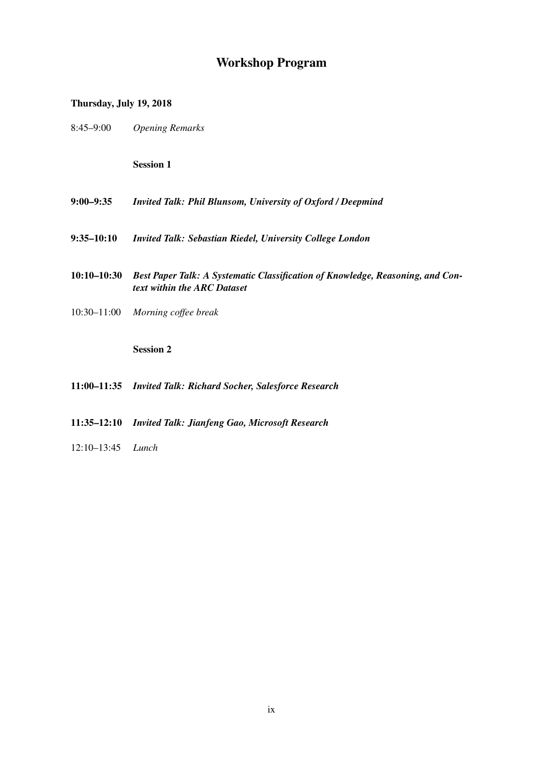# Workshop Program

**Thursday, July 19, 2018**

8:45–9:00 *Opening Remarks*

**Session 1**

**9:00–9:35** ***Invited Talk: Phil Blunsom, University of Oxford / Deepmind***

**9:35–10:10** ***Invited Talk: Sebastian Riedel, University College London***

**10:10–10:30** ***Best Paper Talk: A Systematic Classification of Knowledge, Reasoning, and Context within the ARC Dataset***

10:30–11:00 *Morning coffee break*

**Session 2**

**11:00–11:35** ***Invited Talk: Richard Socher, Salesforce Research***

**11:35–12:10** ***Invited Talk: Jianfeng Gao, Microsoft Research***

12:10–13:45 *Lunch*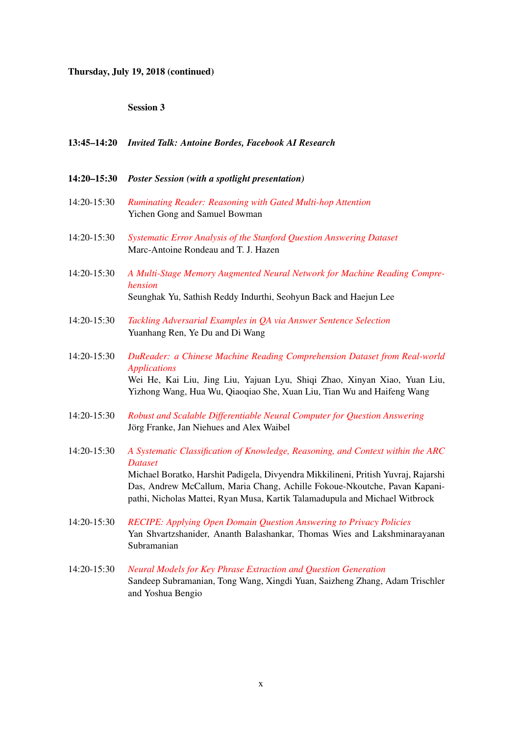**Thursday, July 19, 2018 (continued)**

**Session 3**

**13:45–14:20** ***Invited Talk: Antoine Bordes, Facebook AI Research***

**14:20–15:30** ***Poster Session (with a spotlight presentation)***

14:20-15:30 *Ruminating Reader: Reasoning with Gated Multi-hop Attention*
Yichen Gong and Samuel Bowman

14:20-15:30 *Systematic Error Analysis of the Stanford Question Answering Dataset*
Marc-Antoine Rondeau and T. J. Hazen

14:20-15:30 *A Multi-Stage Memory Augmented Neural Network for Machine Reading Comprehension*
Seunghak Yu, Sathish Reddy Indurthi, Seohyun Back and Haejun Lee

14:20-15:30 *Tackling Adversarial Examples in QA via Answer Sentence Selection*
Yuanhang Ren, Ye Du and Di Wang

14:20-15:30 *DuReader: a Chinese Machine Reading Comprehension Dataset from Real-world Applications*
Wei He, Kai Liu, Jing Liu, Yajuan Lyu, Shiqi Zhao, Xinyan Xiao, Yuan Liu, Yizhong Wang, Hua Wu, Qiaoqiao She, Xuan Liu, Tian Wu and Haifeng Wang

14:20-15:30 *Robust and Scalable Differentiable Neural Computer for Question Answering*
Jörg Franke, Jan Niehues and Alex Waibel

14:20-15:30 *A Systematic Classification of Knowledge, Reasoning, and Context within the ARC Dataset*
Michael Boratko, Harshit Padigela, Divyendra Mikkilineni, Pritish Yuvraj, Rajarshi Das, Andrew McCallum, Maria Chang, Achille Fokoue-Nkoutche, Pavan Kapanipathi, Nicholas Mattei, Ryan Musa, Kartik Talamadupula and Michael Witbrock

14:20-15:30 *RECIPE: Applying Open Domain Question Answering to Privacy Policies*
Yan Shvartzshanider, Ananth Balashankar, Thomas Wies and Lakshminarayanan Subramanian

14:20-15:30 *Neural Models for Key Phrase Extraction and Question Generation*
Sandeep Subramanian, Tong Wang, Xingdi Yuan, Saizheng Zhang, Adam Trischler and Yoshua Bengio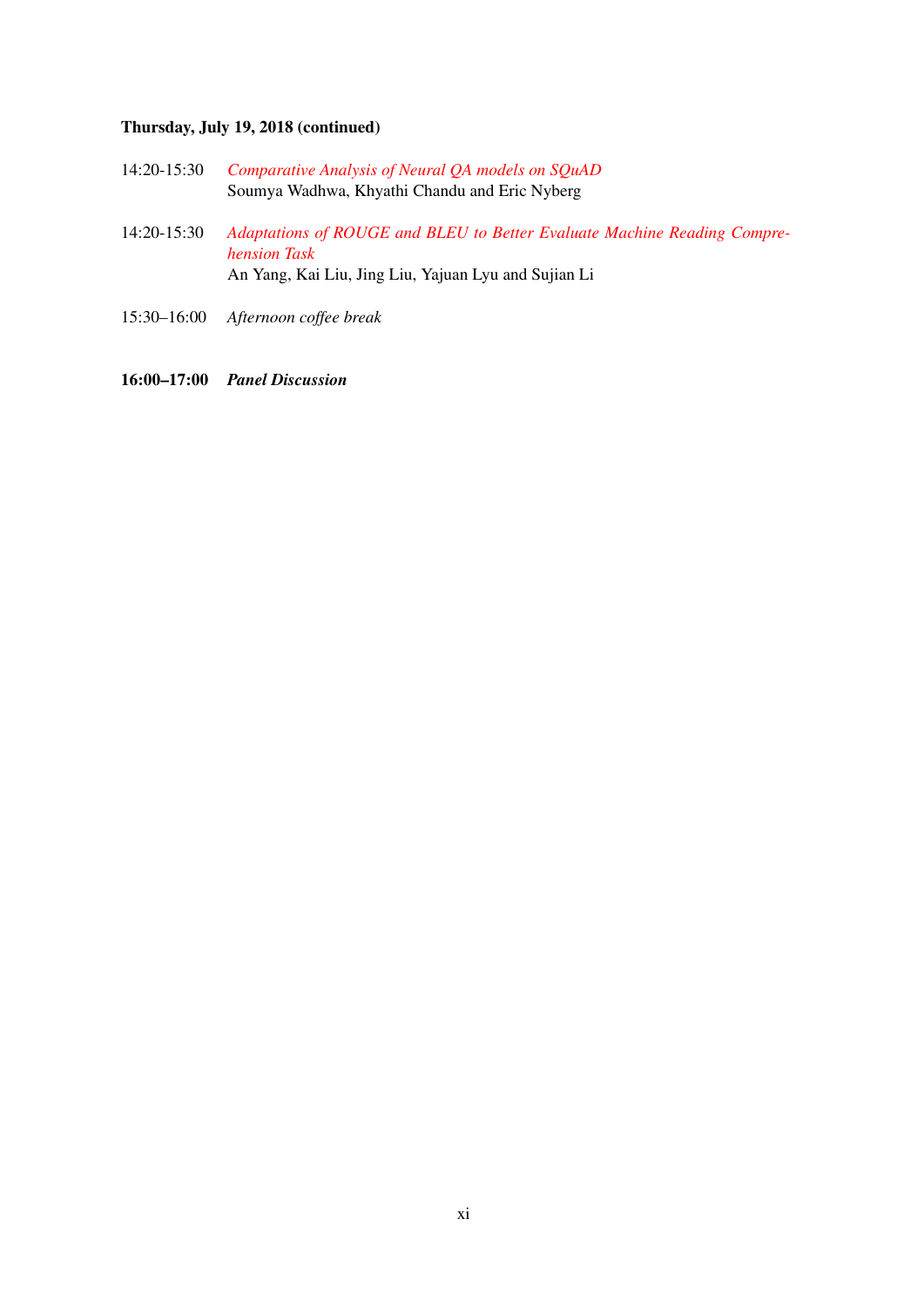**Thursday, July 19, 2018 (continued)**

14:20-15:30 *Comparative Analysis of Neural QA models on SQuAD*
Soumya Wadhwa, Khyathi Chandu and Eric Nyberg

14:20-15:30 *Adaptations of ROUGE and BLEU to Better Evaluate Machine Reading Comprehension Task*
An Yang, Kai Liu, Jing Liu, Yajuan Lyu and Sujian Li

15:30–16:00 *Afternoon coffee break*

**16:00–17:00** ***Panel Discussion***